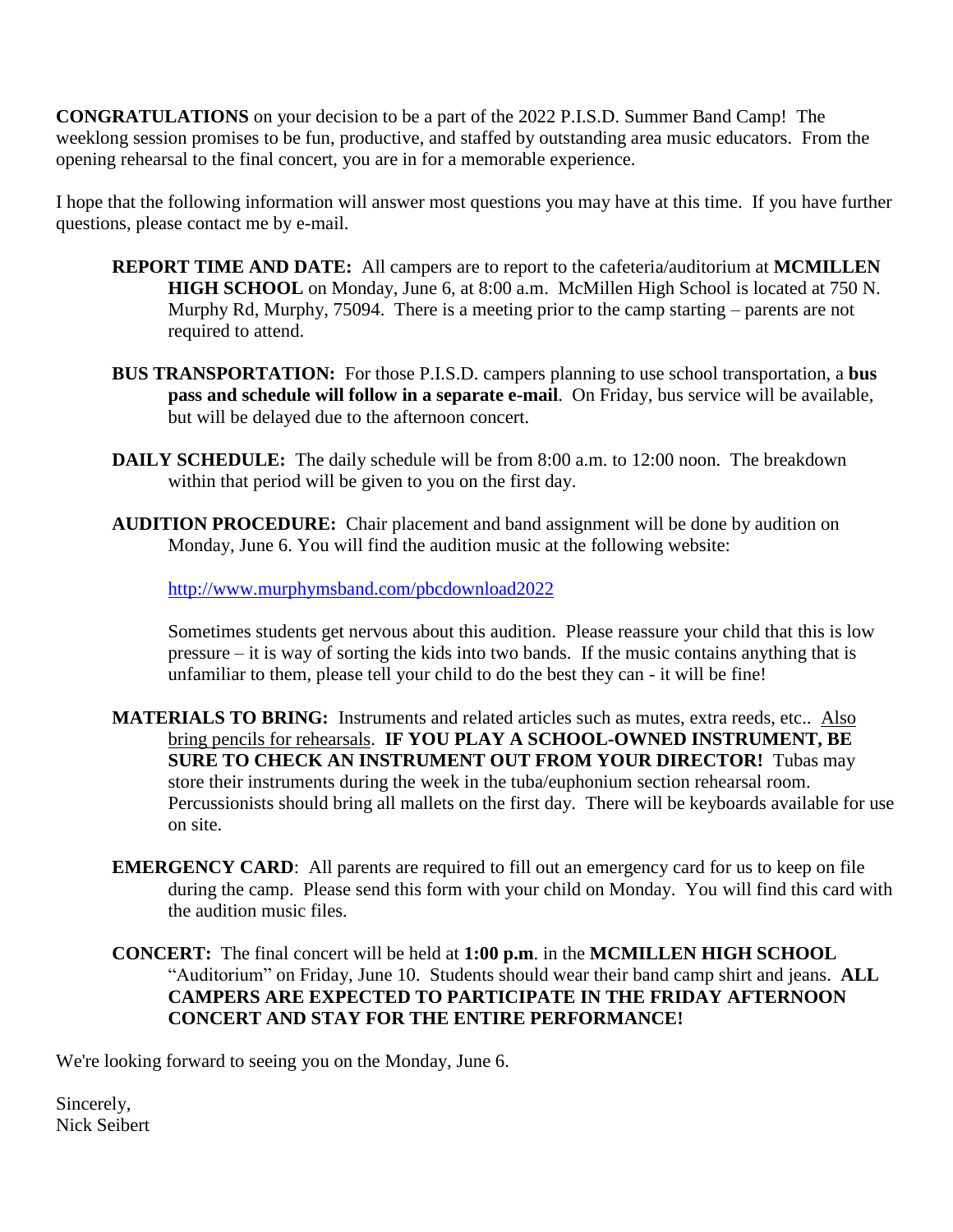**CONGRATULATIONS** on your decision to be a part of the 2022 P.I.S.D. Summer Band Camp! The weeklong session promises to be fun, productive, and staffed by outstanding area music educators. From the opening rehearsal to the final concert, you are in for a memorable experience.

I hope that the following information will answer most questions you may have at this time. If you have further questions, please contact me by e-mail.

**REPORT TIME AND DATE:** All campers are to report to the cafeteria/auditorium at **MCMILLEN HIGH SCHOOL** on Monday, June 6, at 8:00 a.m. McMillen High School is located at 750 N. Murphy Rd, Murphy, 75094. There is a meeting prior to the camp starting – parents are not required to attend.

**BUS TRANSPORTATION:** For those P.I.S.D. campers planning to use school transportation, a **bus pass and schedule will follow in a separate e-mail**. On Friday, bus service will be available, but will be delayed due to the afternoon concert.

**DAILY SCHEDULE:** The daily schedule will be from 8:00 a.m. to 12:00 noon. The breakdown within that period will be given to you on the first day.

**AUDITION PROCEDURE:** Chair placement and band assignment will be done by audition on Monday, June 6. You will find the audition music at the following website:

http://www.murphymsband.com/pbcdownload2022

Sometimes students get nervous about this audition. Please reassure your child that this is low pressure – it is way of sorting the kids into two bands. If the music contains anything that is unfamiliar to them, please tell your child to do the best they can - it will be fine!

**MATERIALS TO BRING:** Instruments and related articles such as mutes, extra reeds, etc.. Also bring pencils for rehearsals. **IF YOU PLAY A SCHOOL-OWNED INSTRUMENT, BE SURE TO CHECK AN INSTRUMENT OUT FROM YOUR DIRECTOR!** Tubas may store their instruments during the week in the tuba/euphonium section rehearsal room. Percussionists should bring all mallets on the first day. There will be keyboards available for use on site.

**EMERGENCY CARD**: All parents are required to fill out an emergency card for us to keep on file during the camp. Please send this form with your child on Monday. You will find this card with the audition music files.

**CONCERT:** The final concert will be held at **1:00 p.m**. in the **MCMILLEN HIGH SCHOOL** "Auditorium" on Friday, June 10. Students should wear their band camp shirt and jeans. **ALL CAMPERS ARE EXPECTED TO PARTICIPATE IN THE FRIDAY AFTERNOON CONCERT AND STAY FOR THE ENTIRE PERFORMANCE!**

We're looking forward to seeing you on the Monday, June 6.

Sincerely,
Nick Seibert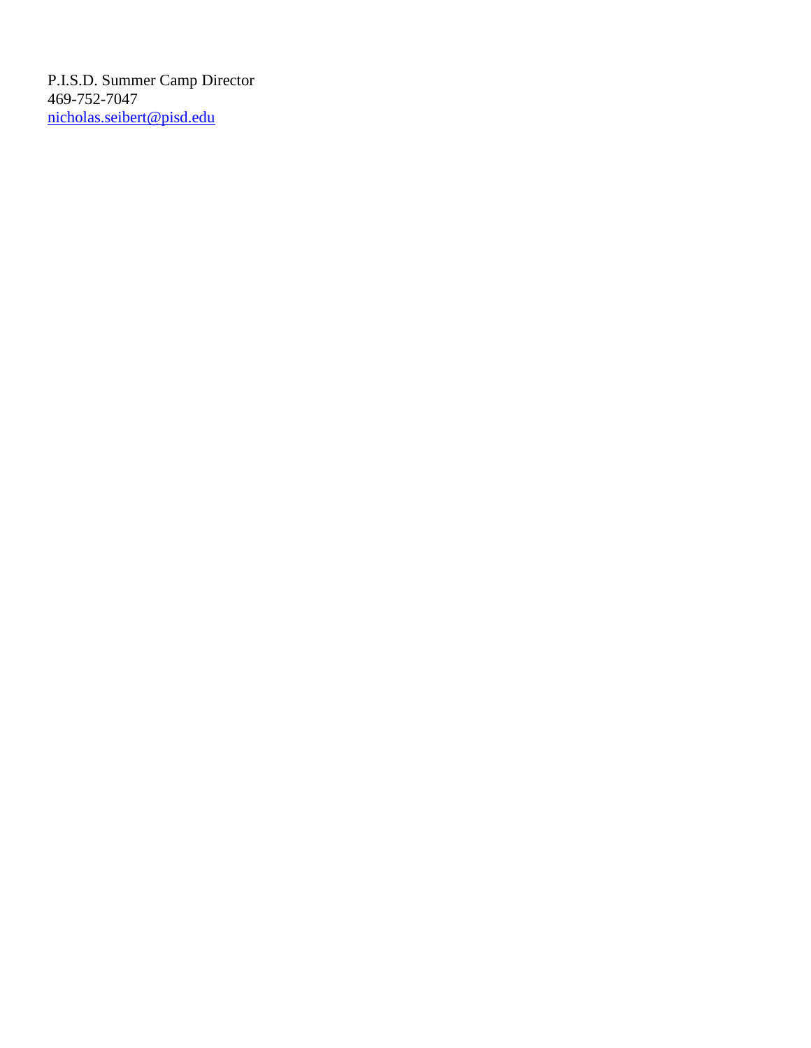P.I.S.D. Summer Camp Director
469-752-7047
nicholas.seibert@pisd.edu